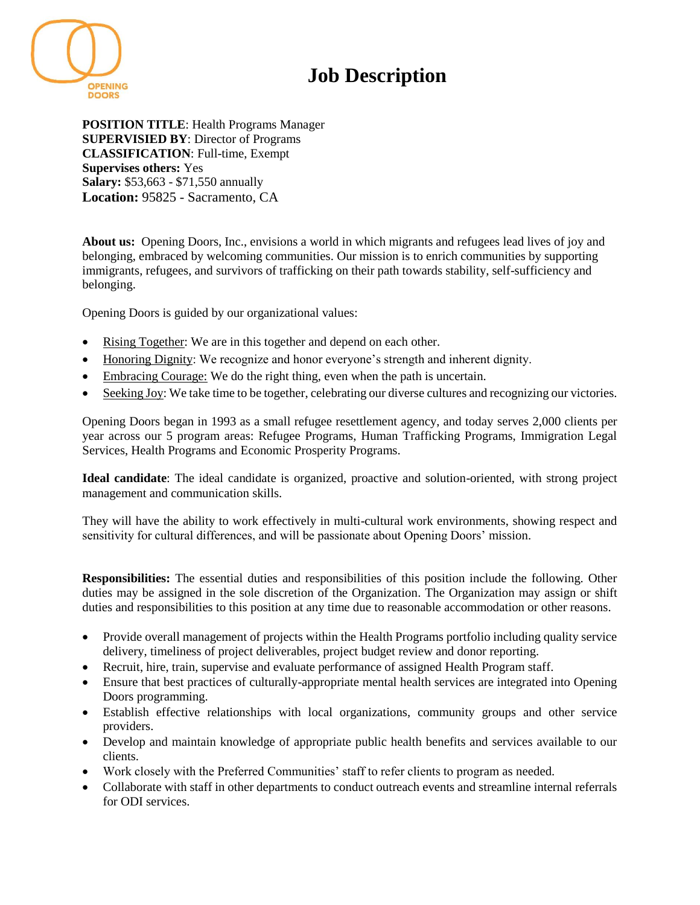OPENING DOORS

# Job Description

**POSITION TITLE**: Health Programs Manager
**SUPERVISIED BY**: Director of Programs
**CLASSIFICATION**: Full-time, Exempt
**Supervises others:** Yes
**Salary:** $53,663 - $71,550 annually
**Location:** 95825 - Sacramento, CA

**About us:** Opening Doors, Inc., envisions a world in which migrants and refugees lead lives of joy and belonging, embraced by welcoming communities. Our mission is to enrich communities by supporting immigrants, refugees, and survivors of trafficking on their path towards stability, self-sufficiency and belonging.

Opening Doors is guided by our organizational values:

- Rising Together: We are in this together and depend on each other.
- Honoring Dignity: We recognize and honor everyone's strength and inherent dignity.
- Embracing Courage: We do the right thing, even when the path is uncertain.
- Seeking Joy: We take time to be together, celebrating our diverse cultures and recognizing our victories.

Opening Doors began in 1993 as a small refugee resettlement agency, and today serves 2,000 clients per year across our 5 program areas: Refugee Programs, Human Trafficking Programs, Immigration Legal Services, Health Programs and Economic Prosperity Programs.

**Ideal candidate**: The ideal candidate is organized, proactive and solution-oriented, with strong project management and communication skills.

They will have the ability to work effectively in multi-cultural work environments, showing respect and sensitivity for cultural differences, and will be passionate about Opening Doors' mission.

**Responsibilities:** The essential duties and responsibilities of this position include the following. Other duties may be assigned in the sole discretion of the Organization. The Organization may assign or shift duties and responsibilities to this position at any time due to reasonable accommodation or other reasons.

- Provide overall management of projects within the Health Programs portfolio including quality service delivery, timeliness of project deliverables, project budget review and donor reporting.
- Recruit, hire, train, supervise and evaluate performance of assigned Health Program staff.
- Ensure that best practices of culturally-appropriate mental health services are integrated into Opening Doors programming.
- Establish effective relationships with local organizations, community groups and other service providers.
- Develop and maintain knowledge of appropriate public health benefits and services available to our clients.
- Work closely with the Preferred Communities' staff to refer clients to program as needed.
- Collaborate with staff in other departments to conduct outreach events and streamline internal referrals for ODI services.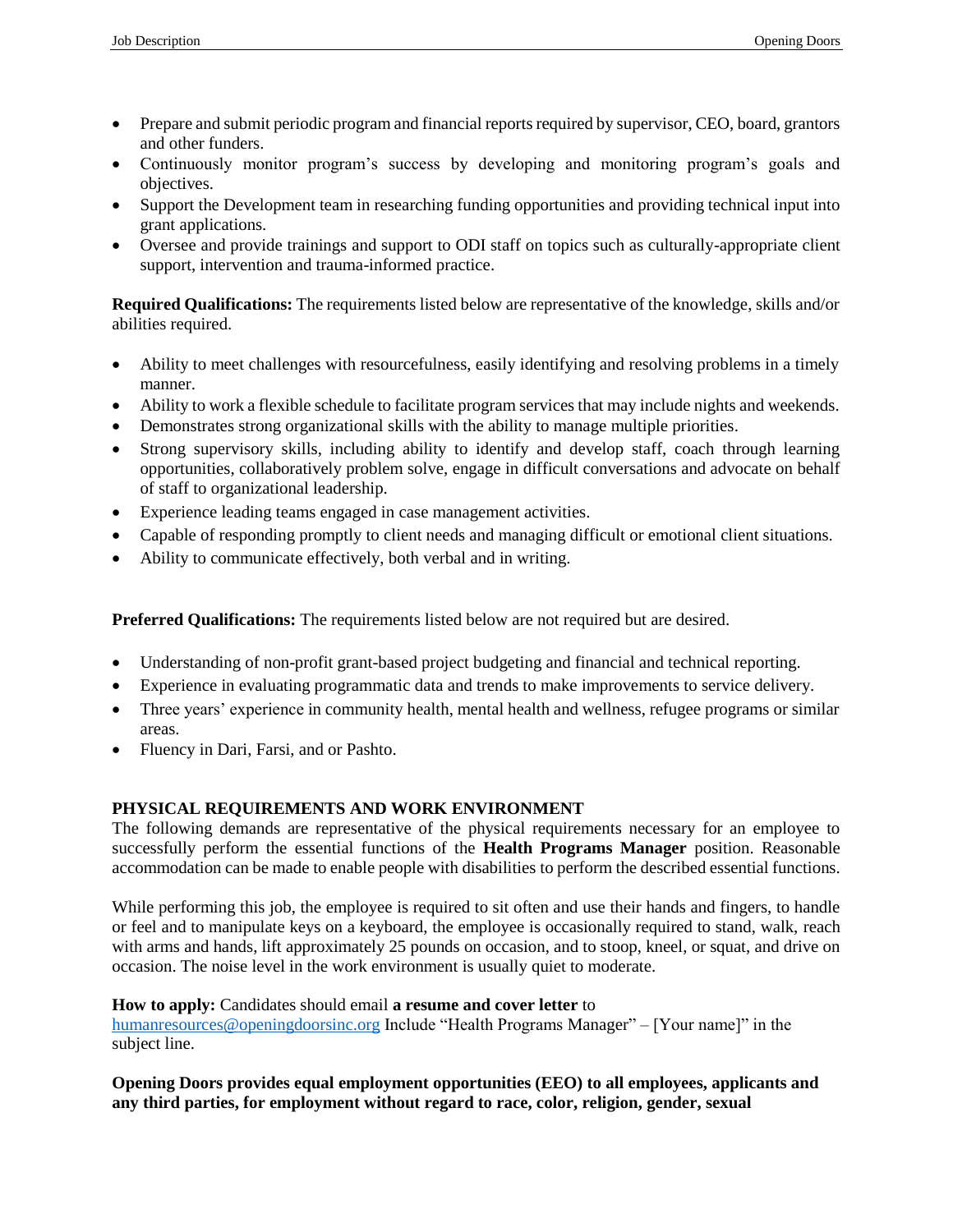- Prepare and submit periodic program and financial reports required by supervisor, CEO, board, grantors and other funders.
- Continuously monitor program's success by developing and monitoring program's goals and objectives.
- Support the Development team in researching funding opportunities and providing technical input into grant applications.
- Oversee and provide trainings and support to ODI staff on topics such as culturally-appropriate client support, intervention and trauma-informed practice.

**Required Qualifications:** The requirements listed below are representative of the knowledge, skills and/or abilities required.

- Ability to meet challenges with resourcefulness, easily identifying and resolving problems in a timely manner.
- Ability to work a flexible schedule to facilitate program services that may include nights and weekends.
- Demonstrates strong organizational skills with the ability to manage multiple priorities.
- Strong supervisory skills, including ability to identify and develop staff, coach through learning opportunities, collaboratively problem solve, engage in difficult conversations and advocate on behalf of staff to organizational leadership.
- Experience leading teams engaged in case management activities.
- Capable of responding promptly to client needs and managing difficult or emotional client situations.
- Ability to communicate effectively, both verbal and in writing.

**Preferred Qualifications:** The requirements listed below are not required but are desired.

- Understanding of non-profit grant-based project budgeting and financial and technical reporting.
- Experience in evaluating programmatic data and trends to make improvements to service delivery.
- Three years' experience in community health, mental health and wellness, refugee programs or similar areas.
- Fluency in Dari, Farsi, and or Pashto.

**PHYSICAL REQUIREMENTS AND WORK ENVIRONMENT**

The following demands are representative of the physical requirements necessary for an employee to successfully perform the essential functions of the **Health Programs Manager** position. Reasonable accommodation can be made to enable people with disabilities to perform the described essential functions.

While performing this job, the employee is required to sit often and use their hands and fingers, to handle or feel and to manipulate keys on a keyboard, the employee is occasionally required to stand, walk, reach with arms and hands, lift approximately 25 pounds on occasion, and to stoop, kneel, or squat, and drive on occasion. The noise level in the work environment is usually quiet to moderate.

**How to apply:** Candidates should email **a resume and cover letter** to humanresources@openingdoorsinc.org Include "Health Programs Manager" – [Your name]" in the subject line.

**Opening Doors provides equal employment opportunities (EEO) to all employees, applicants and any third parties, for employment without regard to race, color, religion, gender, sexual**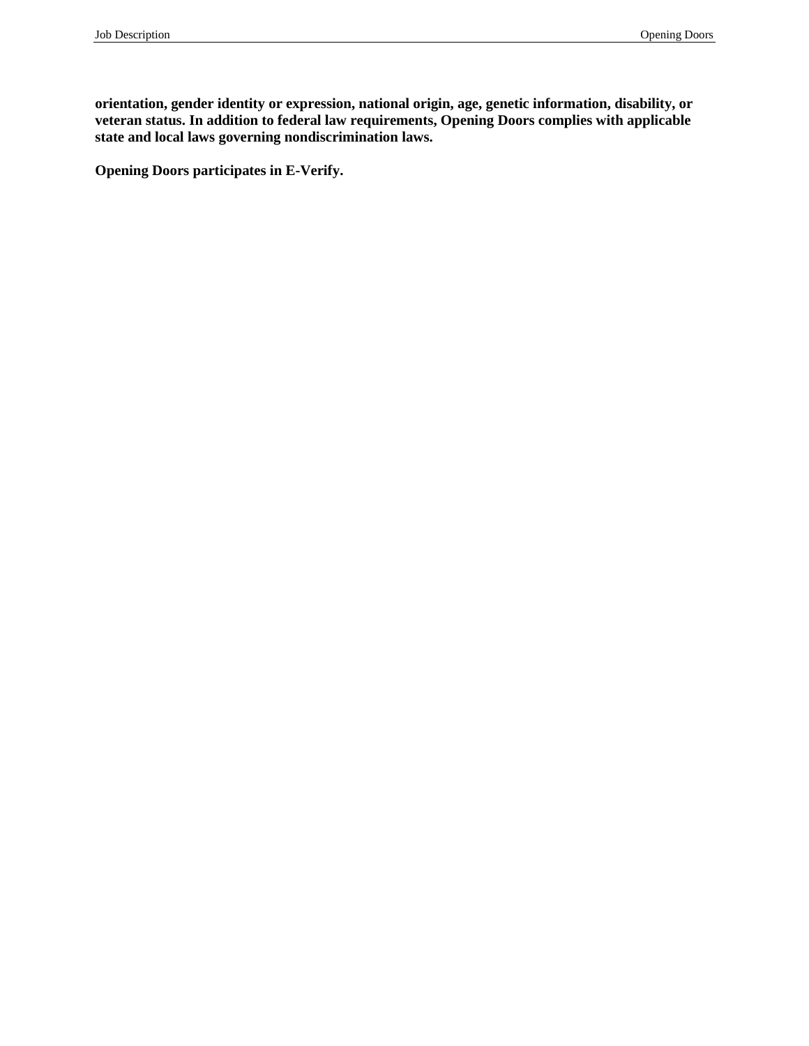**orientation, gender identity or expression, national origin, age, genetic information, disability, or veteran status. In addition to federal law requirements, Opening Doors complies with applicable state and local laws governing nondiscrimination laws.**

**Opening Doors participates in E-Verify.**